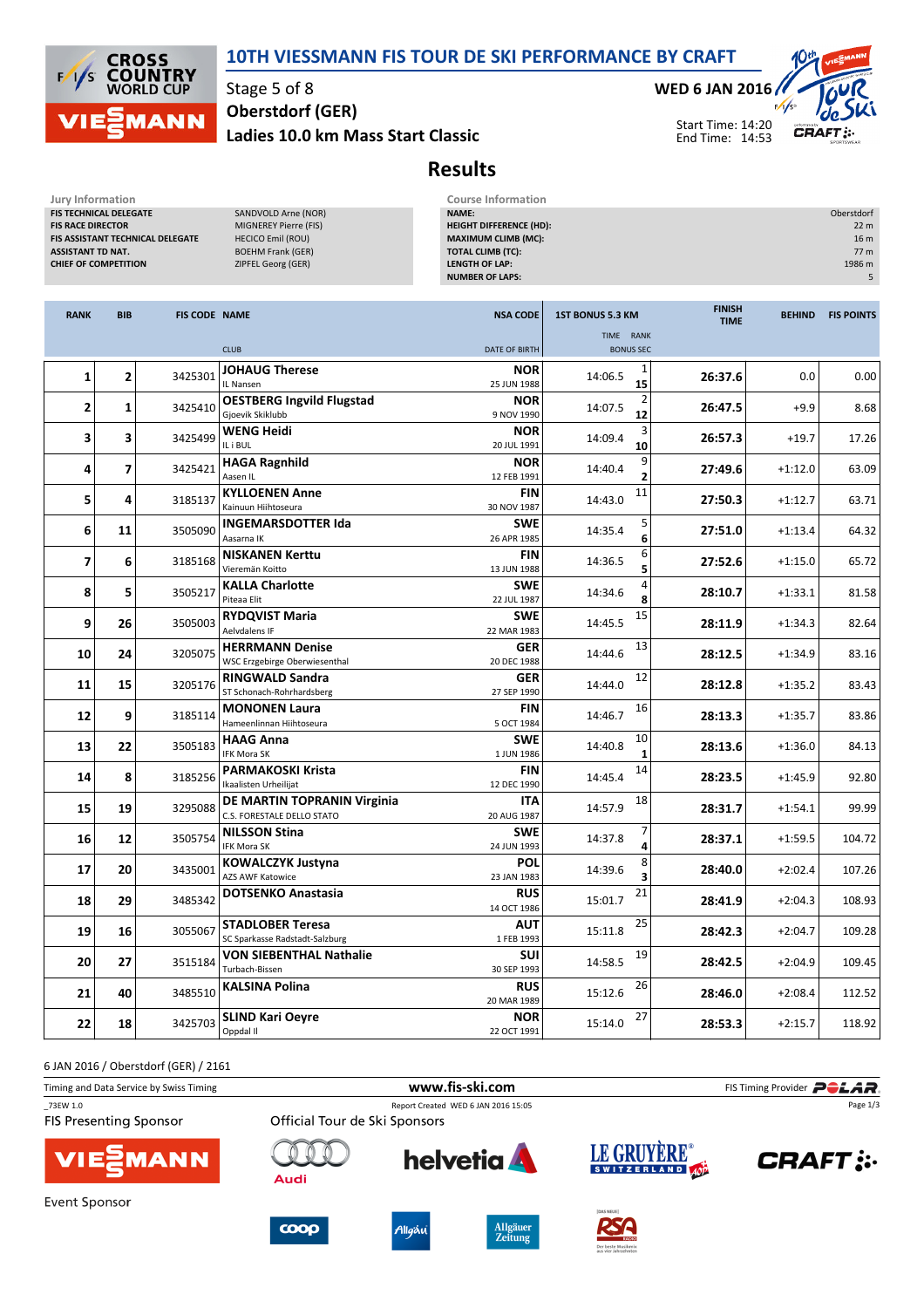# 10TH VIESSMANN FIS TOUR DE SKI PERFORMANCE BY CRAFT

Stage 5 of 8
Oberstdorf (GER)
Ladies 10.0 km Mass Start Classic

WED 6 JAN 2016
Start Time: 14:20
End Time: 14:53

## Results

**Jury Information**

| | |
|---|---|
| FIS TECHNICAL DELEGATE | SANDVOLD Arne (NOR) |
| FIS RACE DIRECTOR | MIGNEREY Pierre (FIS) |
| FIS ASSISTANT TECHNICAL DELEGATE | HECICO Emil (ROU) |
| ASSISTANT TD NAT. | BOEHM Frank (GER) |
| CHIEF OF COMPETITION | ZIPFEL Georg (GER) |

**Course Information**

| | |
|---|---|
| NAME: | Oberstdorf |
| HEIGHT DIFFERENCE (HD): | 22 m |
| MAXIMUM CLIMB (MC): | 16 m |
| TOTAL CLIMB (TC): | 77 m |
| LENGTH OF LAP: | 1986 m |
| NUMBER OF LAPS: | 5 |

| RANK | BIB | FIS CODE | NAME / CLUB | NSA CODE / DATE OF BIRTH | 1ST BONUS 5.3 KM TIME | RANK / BONUS SEC | FINISH TIME | BEHIND | FIS POINTS |
|---|---|---|---|---|---|---|---|---|---|
| 1 | 2 | 3425301 | **JOHAUG Therese** IL Nansen | NOR 25 JUN 1988 | 14:06.5 | 1 / 15 | 26:37.6 | 0.0 | 0.00 |
| 2 | 1 | 3425410 | **OESTBERG Ingvild Flugstad** Gjoevik Skiklubb | NOR 9 NOV 1990 | 14:07.5 | 2 / 12 | 26:47.5 | +9.9 | 8.68 |
| 3 | 3 | 3425499 | **WENG Heidi** IL i BUL | NOR 20 JUL 1991 | 14:09.4 | 3 / 10 | 26:57.3 | +19.7 | 17.26 |
| 4 | 7 | 3425421 | **HAGA Ragnhild** Aasen IL | NOR 12 FEB 1991 | 14:40.4 | 9 / 2 | 27:49.6 | +1:12.0 | 63.09 |
| 5 | 4 | 3185137 | **KYLLOENEN Anne** Kainuun Hiihtoseura | FIN 30 NOV 1987 | 14:43.0 | 11 | 27:50.3 | +1:12.7 | 63.71 |
| 6 | 11 | 3505090 | **INGEMARSDOTTER Ida** Aasarna IK | SWE 26 APR 1985 | 14:35.4 | 5 / 6 | 27:51.0 | +1:13.4 | 64.32 |
| 7 | 6 | 3185168 | **NISKANEN Kerttu** Vieremän Koitto | FIN 13 JUN 1988 | 14:36.5 | 6 / 5 | 27:52.6 | +1:15.0 | 65.72 |
| 8 | 5 | 3505217 | **KALLA Charlotte** Piteaa Elit | SWE 22 JUL 1987 | 14:34.6 | 4 / 8 | 28:10.7 | +1:33.1 | 81.58 |
| 9 | 26 | 3505003 | **RYDQVIST Maria** Aelvdalens IF | SWE 22 MAR 1983 | 14:45.5 | 15 | 28:11.9 | +1:34.3 | 82.64 |
| 10 | 24 | 3205075 | **HERRMANN Denise** WSC Erzgebirge Oberwiesenthal | GER 20 DEC 1988 | 14:44.6 | 13 | 28:12.5 | +1:34.9 | 83.16 |
| 11 | 15 | 3205176 | **RINGWALD Sandra** ST Schonach-Rohrhardsberg | GER 27 SEP 1990 | 14:44.0 | 12 | 28:12.8 | +1:35.2 | 83.43 |
| 12 | 9 | 3185114 | **MONONEN Laura** Hameenlinnan Hiihtoseura | FIN 5 OCT 1984 | 14:46.7 | 16 | 28:13.3 | +1:35.7 | 83.86 |
| 13 | 22 | 3505183 | **HAAG Anna** IFK Mora SK | SWE 1 JUN 1986 | 14:40.8 | 10 / 1 | 28:13.6 | +1:36.0 | 84.13 |
| 14 | 8 | 3185256 | **PARMAKOSKI Krista** Ikaalisten Urheilijat | FIN 12 DEC 1990 | 14:45.4 | 14 | 28:23.5 | +1:45.9 | 92.80 |
| 15 | 19 | 3295088 | **DE MARTIN TOPRANIN Virginia** C.S. FORESTALE DELLO STATO | ITA 20 AUG 1987 | 14:57.9 | 18 | 28:31.7 | +1:54.1 | 99.99 |
| 16 | 12 | 3505754 | **NILSSON Stina** IFK Mora SK | SWE 24 JUN 1993 | 14:37.8 | 7 / 4 | 28:37.1 | +1:59.5 | 104.72 |
| 17 | 20 | 3435001 | **KOWALCZYK Justyna** AZS AWF Katowice | POL 23 JAN 1983 | 14:39.6 | 8 / 3 | 28:40.0 | +2:02.4 | 107.26 |
| 18 | 29 | 3485342 | **DOTSENKO Anastasia** | RUS 14 OCT 1986 | 15:01.7 | 21 | 28:41.9 | +2:04.3 | 108.93 |
| 19 | 16 | 3055067 | **STADLOBER Teresa** SC Sparkasse Radstadt-Salzburg | AUT 1 FEB 1993 | 15:11.8 | 25 | 28:42.3 | +2:04.7 | 109.28 |
| 20 | 27 | 3515184 | **VON SIEBENTHAL Nathalie** Turbach-Bissen | SUI 30 SEP 1993 | 14:58.5 | 19 | 28:42.5 | +2:04.9 | 109.45 |
| 21 | 40 | 3485510 | **KALSINA Polina** | RUS 20 MAR 1989 | 15:12.6 | 26 | 28:46.0 | +2:08.4 | 112.52 |
| 22 | 18 | 3425703 | **SLIND Kari Oeyre** Oppdal Il | NOR 22 OCT 1991 | 15:14.0 | 27 | 28:53.3 | +2:15.7 | 118.92 |

6 JAN 2016 / Oberstdorf (GER) / 2161

Timing and Data Service by Swiss Timing — www.fis-ski.com — FIS Timing Provider POLAR

_73EW 1.0 — Report Created WED 6 JAN 2016 15:05

FIS Presenting Sponsor — Official Tour de Ski Sponsors

Event Sponsor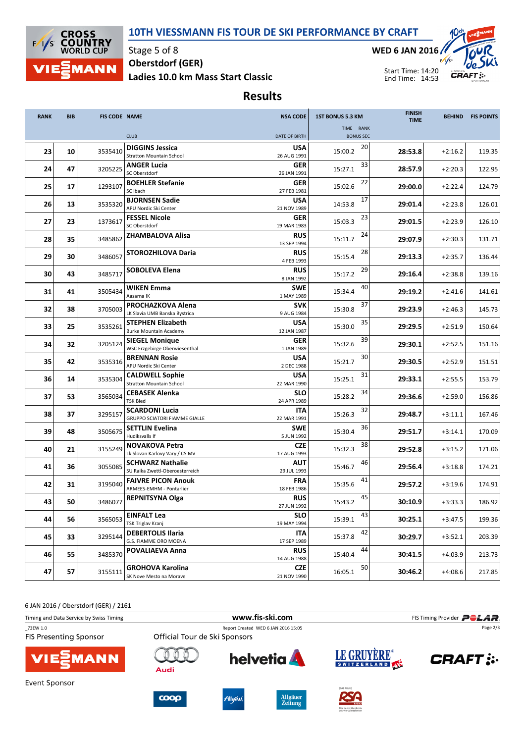# 10TH VIESSMANN FIS TOUR DE SKI PERFORMANCE BY CRAFT

Stage 5 of 8
Oberstdorf (GER)
Ladies 10.0 km Mass Start Classic

WED 6 JAN 2016
Start Time: 14:20
End Time: 14:53

## Results

| RANK | BIB | FIS CODE | NAME / CLUB | NSA CODE / DATE OF BIRTH | 1ST BONUS 5.3 KM TIME | RANK / BONUS SEC | FINISH TIME | BEHIND | FIS POINTS |
|---|---|---|---|---|---|---|---|---|---|
| 23 | 10 | 3535410 | **DIGGINS Jessica** Stratton Mountain School | **USA** 26 AUG 1991 | 15:00.2 | 20 | **28:53.8** | +2:16.2 | 119.35 |
| 24 | 47 | 3205225 | **ANGER Lucia** SC Oberstdorf | **GER** 26 JAN 1991 | 15:27.1 | 33 | **28:57.9** | +2:20.3 | 122.95 |
| 25 | 17 | 1293107 | **BOEHLER Stefanie** SC Ibach | **GER** 27 FEB 1981 | 15:02.6 | 22 | **29:00.0** | +2:22.4 | 124.79 |
| 26 | 13 | 3535320 | **BJORNSEN Sadie** APU Nordic Ski Center | **USA** 21 NOV 1989 | 14:53.8 | 17 | **29:01.4** | +2:23.8 | 126.01 |
| 27 | 23 | 1373617 | **FESSEL Nicole** SC Oberstdorf | **GER** 19 MAR 1983 | 15:03.3 | 23 | **29:01.5** | +2:23.9 | 126.10 |
| 28 | 35 | 3485862 | **ZHAMBALOVA Alisa** | **RUS** 13 SEP 1994 | 15:11.7 | 24 | **29:07.9** | +2:30.3 | 131.71 |
| 29 | 30 | 3486057 | **STOROZHILOVA Daria** | **RUS** 4 FEB 1993 | 15:15.4 | 28 | **29:13.3** | +2:35.7 | 136.44 |
| 30 | 43 | 3485717 | **SOBOLEVA Elena** | **RUS** 8 JAN 1992 | 15:17.2 | 29 | **29:16.4** | +2:38.8 | 139.16 |
| 31 | 41 | 3505434 | **WIKEN Emma** Aasarna IK | **SWE** 1 MAY 1989 | 15:34.4 | 40 | **29:19.2** | +2:41.6 | 141.61 |
| 32 | 38 | 3705003 | **PROCHAZKOVA Alena** LK Slavia UMB Banska Bystrica | **SVK** 9 AUG 1984 | 15:30.8 | 37 | **29:23.9** | +2:46.3 | 145.73 |
| 33 | 25 | 3535261 | **STEPHEN Elizabeth** Burke Mountain Academy | **USA** 12 JAN 1987 | 15:30.0 | 35 | **29:29.5** | +2:51.9 | 150.64 |
| 34 | 32 | 3205124 | **SIEGEL Monique** WSC Erzgebirge Oberwiesenthal | **GER** 1 JAN 1989 | 15:32.6 | 39 | **29:30.1** | +2:52.5 | 151.16 |
| 35 | 42 | 3535316 | **BRENNAN Rosie** APU Nordic Ski Center | **USA** 2 DEC 1988 | 15:21.7 | 30 | **29:30.5** | +2:52.9 | 151.51 |
| 36 | 14 | 3535304 | **CALDWELL Sophie** Stratton Mountain School | **USA** 22 MAR 1990 | 15:25.1 | 31 | **29:33.1** | +2:55.5 | 153.79 |
| 37 | 53 | 3565034 | **CEBASEK Alenka** TSK Bled | **SLO** 24 APR 1989 | 15:28.2 | 34 | **29:36.6** | +2:59.0 | 156.86 |
| 38 | 37 | 3295157 | **SCARDONI Lucia** GRUPPO SCIATORI FIAMME GIALLE | **ITA** 22 MAR 1991 | 15:26.3 | 32 | **29:48.7** | +3:11.1 | 167.46 |
| 39 | 48 | 3505675 | **SETTLIN Evelina** Hudiksvalls If | **SWE** 5 JUN 1992 | 15:30.4 | 36 | **29:51.7** | +3:14.1 | 170.09 |
| 40 | 21 | 3155249 | **NOVAKOVA Petra** Lk Slovan Karlovy Vary / CS MV | **CZE** 17 AUG 1993 | 15:32.3 | 38 | **29:52.8** | +3:15.2 | 171.06 |
| 41 | 36 | 3055085 | **SCHWARZ Nathalie** SU Raika Zwettl-Oberoesterreich | **AUT** 29 JUL 1993 | 15:46.7 | 46 | **29:56.4** | +3:18.8 | 174.21 |
| 42 | 31 | 3195040 | **FAIVRE PICON Anouk** ARMEES-EMHM - Pontarlier | **FRA** 18 FEB 1986 | 15:35.6 | 41 | **29:57.2** | +3:19.6 | 174.91 |
| 43 | 50 | 3486077 | **REPNITSYNA Olga** | **RUS** 27 JUN 1992 | 15:43.2 | 45 | **30:10.9** | +3:33.3 | 186.92 |
| 44 | 56 | 3565053 | **EINFALT Lea** TSK Triglav Kranj | **SLO** 19 MAY 1994 | 15:39.1 | 43 | **30:25.1** | +3:47.5 | 199.36 |
| 45 | 33 | 3295144 | **DEBERTOLIS Ilaria** G.S. FIAMME ORO MOENA | **ITA** 17 SEP 1989 | 15:37.8 | 42 | **30:29.7** | +3:52.1 | 203.39 |
| 46 | 55 | 3485370 | **POVALIAEVA Anna** | **RUS** 14 AUG 1988 | 15:40.4 | 44 | **30:41.5** | +4:03.9 | 213.73 |
| 47 | 57 | 3155111 | **GROHOVA Karolina** SK Nove Mesto na Morave | **CZE** 21 NOV 1990 | 16:05.1 | 50 | **30:46.2** | +4:08.6 | 217.85 |

6 JAN 2016 / Oberstdorf (GER) / 2161

Timing and Data Service by Swiss Timing — www.fis-ski.com — FIS Timing Provider POLAR

_73EW 1.0 — Report Created WED 6 JAN 2016 15:05

FIS Presenting Sponsor — Official Tour de Ski Sponsors

Event Sponsor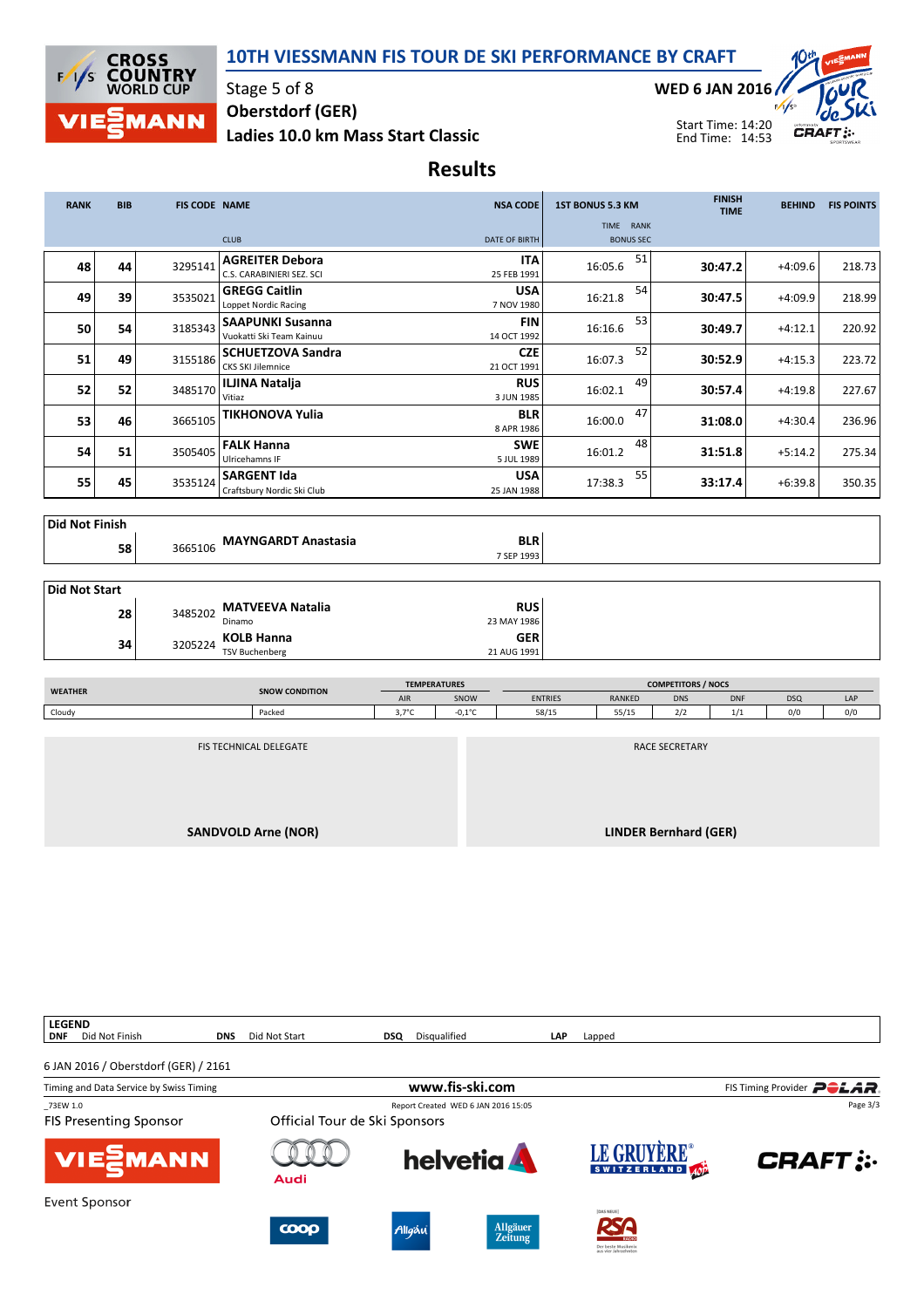# 10TH VIESSMANN FIS TOUR DE SKI PERFORMANCE BY CRAFT

Stage 5 of 8
Oberstdorf (GER)
Ladies 10.0 km Mass Start Classic

WED 6 JAN 2016
Start Time: 14:20
End Time: 14:53

## Results

| RANK | BIB | FIS CODE | NAME / CLUB | NSA CODE / DATE OF BIRTH | 1ST BONUS 5.3 KM TIME | RANK | BONUS SEC | FINISH TIME | BEHIND | FIS POINTS |
|---|---|---|---|---|---|---|---|---|---|---|
| 48 | 44 | 3295141 | **AGREITER Debora** C.S. CARABINIERI SEZ. SCI | ITA 25 FEB 1991 | 16:05.6 | 51 | | **30:47.2** | +4:09.6 | 218.73 |
| 49 | 39 | 3535021 | **GREGG Caitlin** Loppet Nordic Racing | USA 7 NOV 1980 | 16:21.8 | 54 | | **30:47.5** | +4:09.9 | 218.99 |
| 50 | 54 | 3185343 | **SAAPUNKI Susanna** Vuokatti Ski Team Kainuu | FIN 14 OCT 1992 | 16:16.6 | 53 | | **30:49.7** | +4:12.1 | 220.92 |
| 51 | 49 | 3155186 | **SCHUETZOVA Sandra** CKS SKI Jilemnice | CZE 21 OCT 1991 | 16:07.3 | 52 | | **30:52.9** | +4:15.3 | 223.72 |
| 52 | 52 | 3485170 | **ILJINA Natalja** Vitiaz | RUS 3 JUN 1985 | 16:02.1 | 49 | | **30:57.4** | +4:19.8 | 227.67 |
| 53 | 46 | 3665105 | **TIKHONOVA Yulia** | BLR 8 APR 1986 | 16:00.0 | 47 | | **31:08.0** | +4:30.4 | 236.96 |
| 54 | 51 | 3505405 | **FALK Hanna** Ulricehamns IF | SWE 5 JUL 1989 | 16:01.2 | 48 | | **31:51.8** | +5:14.2 | 275.34 |
| 55 | 45 | 3535124 | **SARGENT Ida** Craftsbury Nordic Ski Club | USA 25 JAN 1988 | 17:38.3 | 55 | | **33:17.4** | +6:39.8 | 350.35 |

### Did Not Finish

| BIB | FIS CODE | NAME | NSA CODE / DATE OF BIRTH |
|---|---|---|---|
| 58 | 3665106 | **MAYNGARDT Anastasia** | BLR 7 SEP 1993 |

### Did Not Start

| BIB | FIS CODE | NAME / CLUB | NSA CODE / DATE OF BIRTH |
|---|---|---|---|
| 28 | 3485202 | **MATVEEVA Natalia** Dinamo | RUS 23 MAY 1986 |
| 34 | 3205224 | **KOLB Hanna** TSV Buchenberg | GER 21 AUG 1991 |

| WEATHER | SNOW CONDITION | TEMPERATURES | | COMPETITORS / NOCS | | | | | |
|---|---|---|---|---|---|---|---|---|---|
| | | AIR | SNOW | ENTRIES | RANKED | DNS | DNF | DSQ | LAP |
| Cloudy | Packed | 3,7°C | -0,1°C | 58/15 | 55/15 | 2/2 | 1/1 | 0/0 | 0/0 |

FIS TECHNICAL DELEGATE: **SANDVOLD Arne (NOR)**

RACE SECRETARY: **LINDER Bernhard (GER)**

**LEGEND**
**DNF** Did Not Finish **DNS** Did Not Start **DSQ** Disqualified **LAP** Lapped

6 JAN 2016 / Oberstdorf (GER) / 2161

Timing and Data Service by Swiss Timing — www.fis-ski.com — FIS Timing Provider POLAR

_73EW 1.0 — Report Created WED 6 JAN 2016 15:05

FIS Presenting Sponsor — Official Tour de Ski Sponsors

Event Sponsor